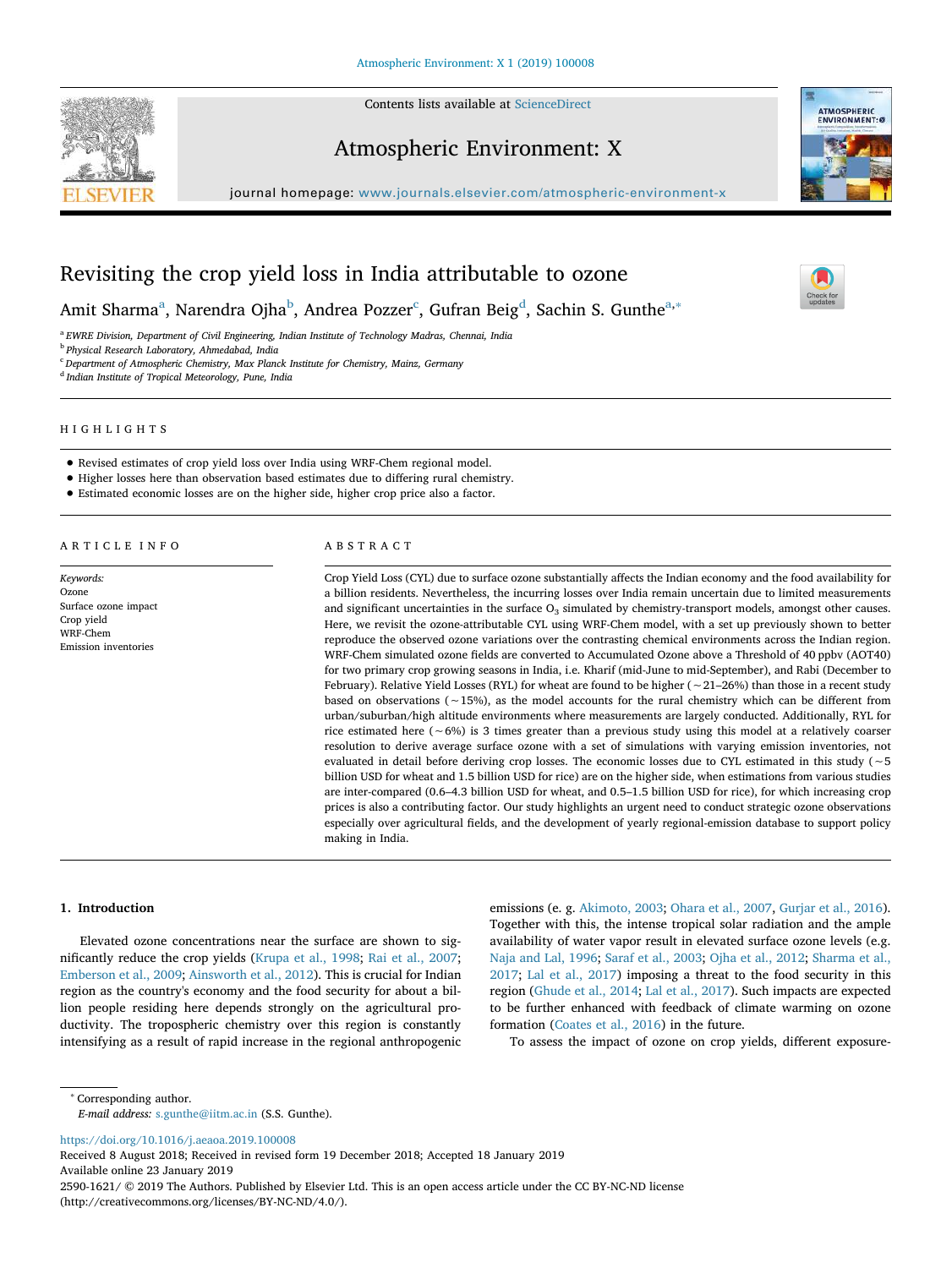# Revisiting the crop yield loss in India attributable to ozone

Amit Sharma[a], Narendra Ojha[b], Andrea Pozzer[c], Gufran Beig[d], Sachin S. Gunthe[a,*]

[a] EWRE Division, Department of Civil Engineering, Indian Institute of Technology Madras, Chennai, India
[b] Physical Research Laboratory, Ahmedabad, India
[c] Department of Atmospheric Chemistry, Max Planck Institute for Chemistry, Mainz, Germany
[d] Indian Institute of Tropical Meteorology, Pune, India

## HIGHLIGHTS

- Revised estimates of crop yield loss over India using WRF-Chem regional model.
- Higher losses here than observation based estimates due to differing rural chemistry.
- Estimated economic losses are on the higher side, higher crop price also a factor.

## ARTICLE INFO

*Keywords:*
Ozone
Surface ozone impact
Crop yield
WRF-Chem
Emission inventories

## ABSTRACT

Crop Yield Loss (CYL) due to surface ozone substantially affects the Indian economy and the food availability for a billion residents. Nevertheless, the incurring losses over India remain uncertain due to limited measurements and significant uncertainties in the surface $O_3$ simulated by chemistry-transport models, amongst other causes. Here, we revisit the ozone-attributable CYL using WRF-Chem model, with a set up previously shown to better reproduce the observed ozone variations over the contrasting chemical environments across the Indian region. WRF-Chem simulated ozone fields are converted to Accumulated Ozone above a Threshold of 40 ppbv (AOT40) for two primary crop growing seasons in India, i.e. Kharif (mid-June to mid-September), and Rabi (December to February). Relative Yield Losses (RYL) for wheat are found to be higher (~21–26%) than those in a recent study based on observations (~15%), as the model accounts for the rural chemistry which can be different from urban/suburban/high altitude environments where measurements are largely conducted. Additionally, RYL for rice estimated here (~6%) is 3 times greater than a previous study using this model at a relatively coarser resolution to derive average surface ozone with a set of simulations with varying emission inventories, not evaluated in detail before deriving crop losses. The economic losses due to CYL estimated in this study (~5 billion USD for wheat and 1.5 billion USD for rice) are on the higher side, when estimations from various studies are inter-compared (0.6–4.3 billion USD for wheat, and 0.5–1.5 billion USD for rice), for which increasing crop prices is also a contributing factor. Our study highlights an urgent need to conduct strategic ozone observations especially over agricultural fields, and the development of yearly regional-emission database to support policy making in India.

## 1. Introduction

Elevated ozone concentrations near the surface are shown to significantly reduce the crop yields (Krupa et al., 1998; Rai et al., 2007; Emberson et al., 2009; Ainsworth et al., 2012). This is crucial for Indian region as the country's economy and the food security for about a billion people residing here depends strongly on the agricultural productivity. The tropospheric chemistry over this region is constantly intensifying as a result of rapid increase in the regional anthropogenic emissions (e. g. Akimoto, 2003; Ohara et al., 2007, Gurjar et al., 2016). Together with this, the intense tropical solar radiation and the ample availability of water vapor result in elevated surface ozone levels (e.g. Naja and Lal, 1996; Saraf et al., 2003; Ojha et al., 2012; Sharma et al., 2017; Lal et al., 2017) imposing a threat to the food security in this region (Ghude et al., 2014; Lal et al., 2017). Such impacts are expected to be further enhanced with feedback of climate warming on ozone formation (Coates et al., 2016) in the future.

To assess the impact of ozone on crop yields, different exposure-

* Corresponding author.
*E-mail address:* s.gunthe@iitm.ac.in (S.S. Gunthe).

https://doi.org/10.1016/j.aeaoa.2019.100008
Received 8 August 2018; Received in revised form 19 December 2018; Accepted 18 January 2019
Available online 23 January 2019
2590-1621/ © 2019 The Authors. Published by Elsevier Ltd. This is an open access article under the CC BY-NC-ND license (http://creativecommons.org/licenses/BY-NC-ND/4.0/).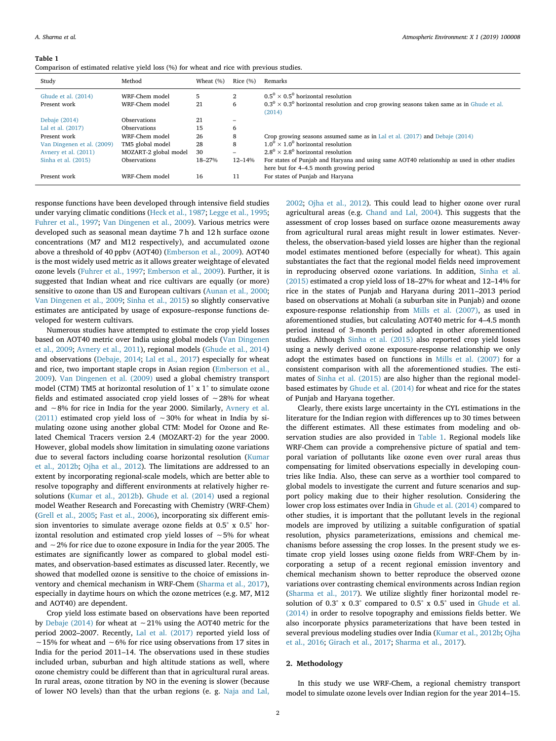**Table 1**

Comparison of estimated relative yield loss (%) for wheat and rice with previous studies.

| Study | Method | Wheat (%) | Rice (%) | Remarks |
|---|---|---|---|---|
| Ghude et al. (2014) | WRF-Chem model | 5 | 2 | $0.5^0 \times 0.5^0$ horizontal resolution |
| Present work | WRF-Chem model | 21 | 6 | $0.3^0 \times 0.3^0$ horizontal resolution and crop growing seasons taken same as in Ghude et al. (2014) |
| Debaje (2014) | Observations | 21 | – | |
| Lal et al. (2017) | Observations | 15 | 6 | |
| Present work | WRF-Chem model | 26 | 8 | Crop growing seasons assumed same as in Lal et al. (2017) and Debaje (2014) |
| Van Dingenen et al. (2009) | TM5 global model | 28 | 8 | $1.0^0 \times 1.0^0$ horizontal resolution |
| Avnery et al. (2011) | MOZART-2 global model | 30 | – | $2.8^0 \times 2.8^0$ horizontal resolution |
| Sinha et al. (2015) | Observations | 18–27% | 12–14% | For states of Punjab and Haryana and using same AOT40 relationship as used in other studies here but for 4–4.5 month growing period |
| Present work | WRF-Chem model | 16 | 11 | For states of Punjab and Haryana |

response functions have been developed through intensive field studies under varying climatic conditions (Heck et al., 1987; Legge et al., 1995; Fuhrer et al., 1997; Van Dingenen et al., 2009). Various metrics were developed such as seasonal mean daytime 7 h and 12 h surface ozone concentrations (M7 and M12 respectively), and accumulated ozone above a threshold of 40 ppbv (AOT40) (Emberson et al., 2009). AOT40 is the most widely used metric as it allows greater weightage of elevated ozone levels (Fuhrer et al., 1997; Emberson et al., 2009). Further, it is suggested that Indian wheat and rice cultivars are equally (or more) sensitive to ozone than US and European cultivars (Aunan et al., 2000; Van Dingenen et al., 2009; Sinha et al., 2015) so slightly conservative estimates are anticipated by usage of exposure–response functions developed for western cultivars.

Numerous studies have attempted to estimate the crop yield losses based on AOT40 metric over India using global models (Van Dingenen et al., 2009; Avnery et al., 2011), regional models (Ghude et al., 2014) and observations (Debaje, 2014; Lal et al., 2017) especially for wheat and rice, two important staple crops in Asian region (Emberson et al., 2009). Van Dingenen et al. (2009) used a global chemistry transport model (CTM) TM5 at horizontal resolution of 1° x 1° to simulate ozone fields and estimated associated crop yield losses of ~28% for wheat and ~8% for rice in India for the year 2000. Similarly, Avnery et al. (2011) estimated crop yield loss of ~30% for wheat in India by simulating ozone using another global CTM: Model for Ozone and Related Chemical Tracers version 2.4 (MOZART-2) for the year 2000. However, global models show limitation in simulating ozone variations due to several factors including coarse horizontal resolution (Kumar et al., 2012b; Ojha et al., 2012). The limitations are addressed to an extent by incorporating regional-scale models, which are better able to resolve topography and different environments at relatively higher resolutions (Kumar et al., 2012b). Ghude et al. (2014) used a regional model Weather Research and Forecasting with Chemistry (WRF-Chem) (Grell et al., 2005; Fast et al., 2006), incorporating six different emission inventories to simulate average ozone fields at 0.5° x 0.5° horizontal resolution and estimated crop yield losses of ~5% for wheat and ~2% for rice due to ozone exposure in India for the year 2005. The estimates are significantly lower as compared to global model estimates, and observation-based estimates as discussed later. Recently, we showed that modelled ozone is sensitive to the choice of emissions inventory and chemical mechanism in WRF-Chem (Sharma et al., 2017), especially in daytime hours on which the ozone metrices (e.g. M7, M12 and AOT40) are dependent.

Crop yield loss estimate based on observations have been reported by Debaje (2014) for wheat at ~21% using the AOT40 metric for the period 2002–2007. Recently, Lal et al. (2017) reported yield loss of ~15% for wheat and ~6% for rice using observations from 17 sites in India for the period 2011–14. The observations used in these studies included urban, suburban and high altitude stations as well, where ozone chemistry could be different than that in agricultural rural areas. In rural areas, ozone titration by NO in the evening is slower (because of lower NO levels) than that the urban regions (e. g. Naja and Lal, 2002; Ojha et al., 2012). This could lead to higher ozone over rural agricultural areas (e.g. Chand and Lal, 2004). This suggests that the assessment of crop losses based on surface ozone measurements away from agricultural rural areas might result in lower estimates. Nevertheless, the observation-based yield losses are higher than the regional model estimates mentioned before (especially for wheat). This again substantiates the fact that the regional model fields need improvement in reproducing observed ozone variations. In addition, Sinha et al. (2015) estimated a crop yield loss of 18–27% for wheat and 12–14% for rice in the states of Punjab and Haryana during 2011–2013 period based on observations at Mohali (a suburban site in Punjab) and ozone exposure-response relationship from Mills et al. (2007), as used in aforementioned studies, but calculating AOT40 metric for 4–4.5 month period instead of 3-month period adopted in other aforementioned studies. Although Sinha et al. (2015) also reported crop yield losses using a newly derived ozone exposure-response relationship we only adopt the estimates based on functions in Mills et al. (2007) for a consistent comparison with all the aforementioned studies. The estimates of Sinha et al. (2015) are also higher than the regional model-based estimates by Ghude et al. (2014) for wheat and rice for the states of Punjab and Haryana together.

Clearly, there exists large uncertainty in the CYL estimations in the literature for the Indian region with differences up to 30 times between the different estimates. All these estimates from modeling and observation studies are also provided in Table 1. Regional models like WRF-Chem can provide a comprehensive picture of spatial and temporal variation of pollutants like ozone even over rural areas thus compensating for limited observations especially in developing countries like India. Also, these can serve as a worthier tool compared to global models to investigate the current and future scenarios and support policy making due to their higher resolution. Considering the lower crop loss estimates over India in Ghude et al. (2014) compared to other studies, it is important that the pollutant levels in the regional models are improved by utilizing a suitable configuration of spatial resolution, physics parameterizations, emissions and chemical mechanisms before assessing the crop losses. In the present study we estimate crop yield losses using ozone fields from WRF-Chem by incorporating a setup of a recent regional emission inventory and chemical mechanism shown to better reproduce the observed ozone variations over contrasting chemical environments across Indian region (Sharma et al., 2017). We utilize slightly finer horizontal model resolution of 0.3° x 0.3° compared to 0.5° x 0.5° used in Ghude et al. (2014) in order to resolve topography and emissions fields better. We also incorporate physics parameterizations that have been tested in several previous modeling studies over India (Kumar et al., 2012b; Ojha et al., 2016; Girach et al., 2017; Sharma et al., 2017).

## 2. Methodology

In this study we use WRF-Chem, a regional chemistry transport model to simulate ozone levels over Indian region for the year 2014–15.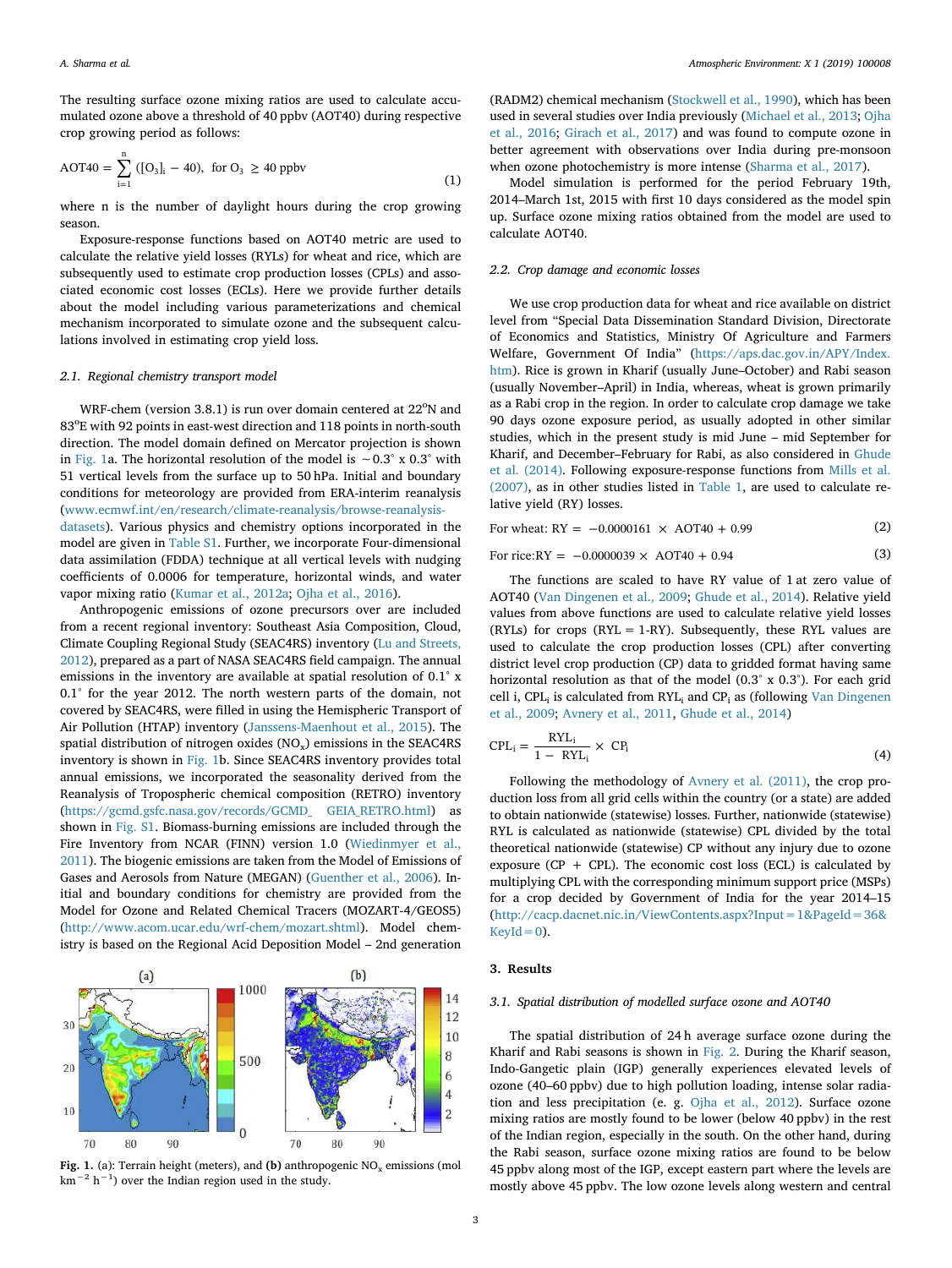The resulting surface ozone mixing ratios are used to calculate accumulated ozone above a threshold of 40 ppbv (AOT40) during respective crop growing period as follows:

$$AOT40 = \sum_{i=1}^{n} ([O_3]_i - 40), \text{ for } O_3 \geq 40 \text{ ppbv} \tag{1}$$

where n is the number of daylight hours during the crop growing season.

Exposure-response functions based on AOT40 metric are used to calculate the relative yield losses (RYLs) for wheat and rice, which are subsequently used to estimate crop production losses (CPLs) and associated economic cost losses (ECLs). Here we provide further details about the model including various parameterizations and chemical mechanism incorporated to simulate ozone and the subsequent calculations involved in estimating crop yield loss.

### 2.1. Regional chemistry transport model

WRF-chem (version 3.8.1) is run over domain centered at 22°N and 83°E with 92 points in east-west direction and 118 points in north-south direction. The model domain defined on Mercator projection is shown in Fig. 1a. The horizontal resolution of the model is ~0.3° x 0.3° with 51 vertical levels from the surface up to 50 hPa. Initial and boundary conditions for meteorology are provided from ERA-interim reanalysis (www.ecmwf.int/en/research/climate-reanalysis/browse-reanalysis-datasets). Various physics and chemistry options incorporated in the model are given in Table S1. Further, we incorporate Four-dimensional data assimilation (FDDA) technique at all vertical levels with nudging coefficients of 0.0006 for temperature, horizontal winds, and water vapor mixing ratio (Kumar et al., 2012a; Ojha et al., 2016).

Anthropogenic emissions of ozone precursors over are included from a recent regional inventory: Southeast Asia Composition, Cloud, Climate Coupling Regional Study (SEAC4RS) inventory (Lu and Streets, 2012), prepared as a part of NASA SEAC4RS field campaign. The annual emissions in the inventory are available at spatial resolution of 0.1° x 0.1° for the year 2012. The north western parts of the domain, not covered by SEAC4RS, were filled in using the Hemispheric Transport of Air Pollution (HTAP) inventory (Janssens-Maenhout et al., 2015). The spatial distribution of nitrogen oxides ($NO_x$) emissions in the SEAC4RS inventory is shown in Fig. 1b. Since SEAC4RS inventory provides total annual emissions, we incorporated the seasonality derived from the Reanalysis of Tropospheric chemical composition (RETRO) inventory (https://gcmd.gsfc.nasa.gov/records/GCMD_GEIA_RETRO.html) as shown in Fig. S1. Biomass-burning emissions are included through the Fire Inventory from NCAR (FINN) version 1.0 (Wiedinmyer et al., 2011). The biogenic emissions are taken from the Model of Emissions of Gases and Aerosols from Nature (MEGAN) (Guenther et al., 2006). Initial and boundary conditions for chemistry are provided from the Model for Ozone and Related Chemical Tracers (MOZART-4/GEOS5) (http://www.acom.ucar.edu/wrf-chem/mozart.shtml). Model chemistry is based on the Regional Acid Deposition Model – 2nd generation (RADM2) chemical mechanism (Stockwell et al., 1990), which has been used in several studies over India previously (Michael et al., 2013; Ojha et al., 2016; Girach et al., 2017) and was found to compute ozone in better agreement with observations over India during pre-monsoon when ozone photochemistry is more intense (Sharma et al., 2017).

Model simulation is performed for the period February 19th, 2014–March 1st, 2015 with first 10 days considered as the model spin up. Surface ozone mixing ratios obtained from the model are used to calculate AOT40.

**Fig. 1.** (a): Terrain height (meters), and **(b)** anthropogenic $NO_x$ emissions (mol $km^{-2}$ $h^{-1}$) over the Indian region used in the study.

### 2.2. Crop damage and economic losses

We use crop production data for wheat and rice available on district level from "Special Data Dissemination Standard Division, Directorate of Economics and Statistics, Ministry Of Agriculture and Farmers Welfare, Government Of India" (https://aps.dac.gov.in/APY/Index.htm). Rice is grown in Kharif (usually June–October) and Rabi season (usually November–April) in India, whereas, wheat is grown primarily as a Rabi crop in the region. In order to calculate crop damage we take 90 days ozone exposure period, as usually adopted in other similar studies, which in the present study is mid June – mid September for Kharif, and December–February for Rabi, as also considered in Ghude et al. (2014). Following exposure-response functions from Mills et al. (2007), as in other studies listed in Table 1, are used to calculate relative yield (RY) losses.

$$\text{For wheat: } RY = -0.0000161 \times AOT40 + 0.99 \tag{2}$$

$$\text{For rice: } RY = -0.0000039 \times AOT40 + 0.94 \tag{3}$$

The functions are scaled to have RY value of 1 at zero value of AOT40 (Van Dingenen et al., 2009; Ghude et al., 2014). Relative yield values from above functions are used to calculate relative yield losses (RYLs) for crops (RYL = 1-RY). Subsequently, these RYL values are used to calculate the crop production losses (CPL) after converting district level crop production (CP) data to gridded format having same horizontal resolution as that of the model (0.3° x 0.3°). For each grid cell i, $CPL_i$ is calculated from $RYL_i$ and $CP_i$ as (following Van Dingenen et al., 2009, Avnery et al., 2011, Ghude et al., 2014)

$$CPL_i = \frac{RYL_i}{1 - RYL_i} \times CP_i \tag{4}$$

Following the methodology of Avnery et al. (2011), the crop production loss from all grid cells within the country (or a state) are added to obtain nationwide (statewise) losses. Further, nationwide (statewise) RYL is calculated as nationwide (statewise) CPL divided by the total theoretical nationwide (statewise) CP without any injury due to ozone exposure (CP + CPL). The economic cost loss (ECL) is calculated by multiplying CPL with the corresponding minimum support price (MSPs) for a crop decided by Government of India for the year 2014–15 (http://cacp.dacnet.nic.in/ViewContents.aspx?Input=1&PageId=36&KeyId=0).

## 3. Results

### 3.1. Spatial distribution of modelled surface ozone and AOT40

The spatial distribution of 24 h average surface ozone during the Kharif and Rabi seasons is shown in Fig. 2. During the Kharif season, Indo-Gangetic plain (IGP) generally experiences elevated levels of ozone (40–60 ppbv) due to high pollution loading, intense solar radiation and less precipitation (e. g. Ojha et al., 2012). Surface ozone mixing ratios are mostly found to be lower (below 40 ppbv) in the rest of the Indian region, especially in the south. On the other hand, during the Rabi season, surface ozone mixing ratios are found to be below 45 ppbv along most of the IGP, except eastern part where the levels are mostly above 45 ppbv. The low ozone levels along western and central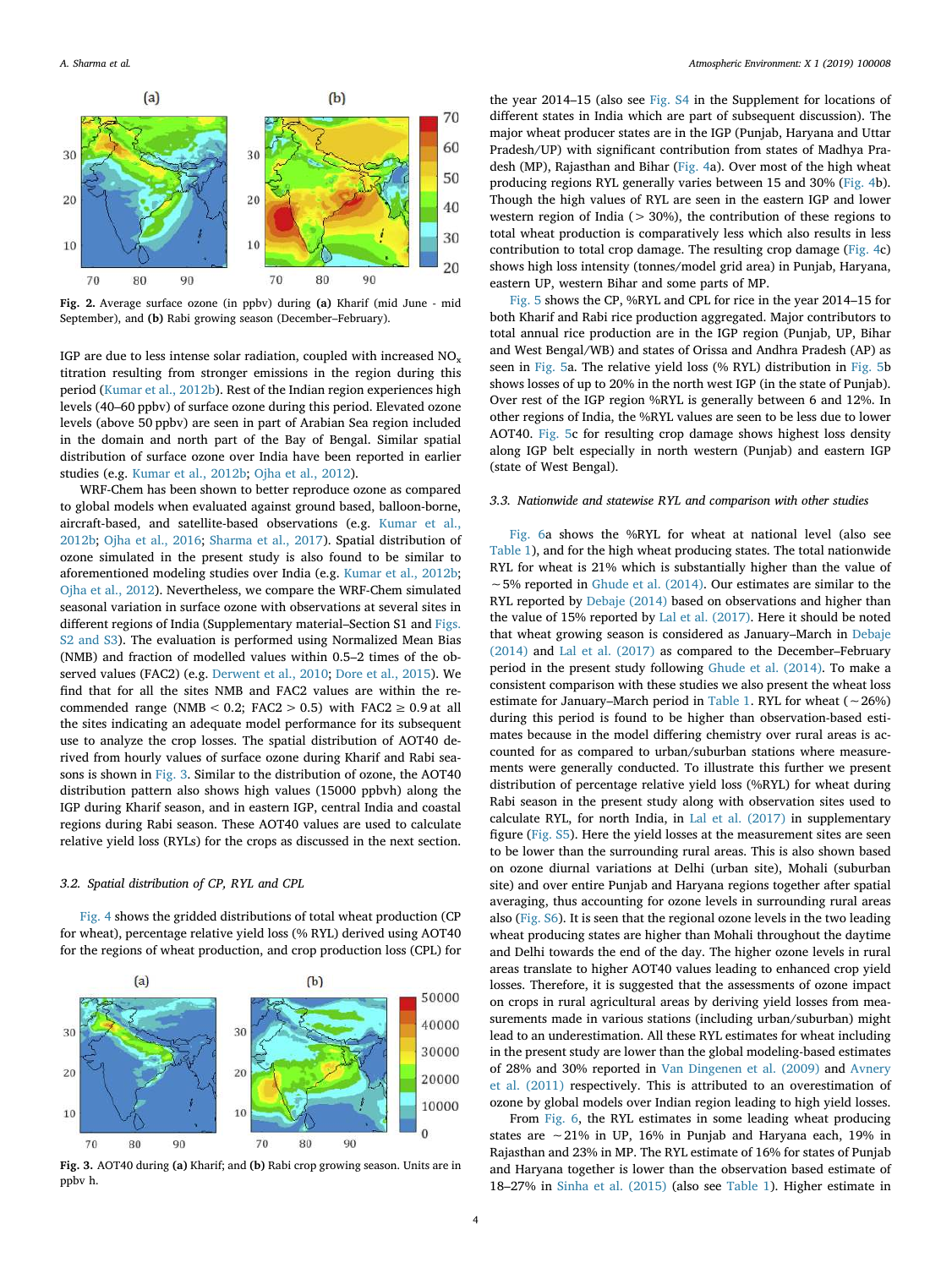Fig. 2. Average surface ozone (in ppbv) during **(a)** Kharif (mid June - mid September), and **(b)** Rabi growing season (December–February).

IGP are due to less intense solar radiation, coupled with increased $NO_x$ titration resulting from stronger emissions in the region during this period (Kumar et al., 2012b). Rest of the Indian region experiences high levels (40–60 ppbv) of surface ozone during this period. Elevated ozone levels (above 50 ppbv) are seen in part of Arabian Sea region included in the domain and north part of the Bay of Bengal. Similar spatial distribution of surface ozone over India have been reported in earlier studies (e.g. Kumar et al., 2012b; Ojha et al., 2012).

WRF-Chem has been shown to better reproduce ozone as compared to global models when evaluated against ground based, balloon-borne, aircraft-based, and satellite-based observations (e.g. Kumar et al., 2012b; Ojha et al., 2016; Sharma et al., 2017). Spatial distribution of ozone simulated in the present study is also found to be similar to aforementioned modeling studies over India (e.g. Kumar et al., 2012b; Ojha et al., 2012). Nevertheless, we compare the WRF-Chem simulated seasonal variation in surface ozone with observations at several sites in different regions of India (Supplementary material–Section S1 and Figs. S2 and S3). The evaluation is performed using Normalized Mean Bias (NMB) and fraction of modelled values within 0.5–2 times of the observed values (FAC2) (e.g. Derwent et al., 2010; Dore et al., 2015). We find that for all the sites NMB and FAC2 values are within the recommended range (NMB < 0.2; FAC2 > 0.5) with FAC2 ≥ 0.9 at all the sites indicating an adequate model performance for its subsequent use to analyze the crop losses. The spatial distribution of AOT40 derived from hourly values of surface ozone during Kharif and Rabi seasons is shown in Fig. 3. Similar to the distribution of ozone, the AOT40 distribution pattern also shows high values (15000 ppbvh) along the IGP during Kharif season, and in eastern IGP, central India and coastal regions during Rabi season. These AOT40 values are used to calculate relative yield loss (RYLs) for the crops as discussed in the next section.

### 3.2. Spatial distribution of CP, RYL and CPL

Fig. 4 shows the gridded distributions of total wheat production (CP for wheat), percentage relative yield loss (% RYL) derived using AOT40 for the regions of wheat production, and crop production loss (CPL) for the year 2014–15 (also see Fig. S4 in the Supplement for locations of different states in India which are part of subsequent discussion). The major wheat producer states are in the IGP (Punjab, Haryana and Uttar Pradesh/UP) with significant contribution from states of Madhya Pradesh (MP), Rajasthan and Bihar (Fig. 4a). Over most of the high wheat producing regions RYL generally varies between 15 and 30% (Fig. 4b). Though the high values of RYL are seen in the eastern IGP and lower western region of India (> 30%), the contribution of these regions to total wheat production is comparatively less which also results in less contribution to total crop damage. The resulting crop damage (Fig. 4c) shows high loss intensity (tonnes/model grid area) in Punjab, Haryana, eastern UP, western Bihar and some parts of MP.

Fig. 5 shows the CP, %RYL and CPL for rice in the year 2014–15 for both Kharif and Rabi rice production aggregated. Major contributors to total annual rice production are in the IGP region (Punjab, UP, Bihar and West Bengal/WB) and states of Orissa and Andhra Pradesh (AP) as seen in Fig. 5a. The relative yield loss (% RYL) distribution in Fig. 5b shows losses of up to 20% in the north west IGP (in the state of Punjab). Over rest of the IGP region %RYL is generally between 6 and 12%. In other regions of India, the %RYL values are seen to be less due to lower AOT40. Fig. 5c for resulting crop damage shows highest loss density along IGP belt especially in north western (Punjab) and eastern IGP (state of West Bengal).

### 3.3. Nationwide and statewise RYL and comparison with other studies

Fig. 6a shows the %RYL for wheat at national level (also see Table 1), and for the high wheat producing states. The total nationwide RYL for wheat is 21% which is substantially higher than the value of ~5% reported in Ghude et al. (2014). Our estimates are similar to the RYL reported by Debaje (2014) based on observations and higher than the value of 15% reported by Lal et al. (2017). Here it should be noted that wheat growing season is considered as January–March in Debaje (2014) and Lal et al. (2017) as compared to the December–February period in the present study following Ghude et al. (2014). To make a consistent comparison with these studies we also present the wheat loss estimate for January–March period in Table 1. RYL for wheat (~26%) during this period is found to be higher than observation-based estimates because in the model differing chemistry over rural areas is accounted for as compared to urban/suburban stations where measurements were generally conducted. To illustrate this further we present distribution of percentage relative yield loss (%RYL) for wheat during Rabi season in the present study along with observation sites used to calculate RYL, for north India, in Lal et al. (2017) in supplementary figure (Fig. S5). Here the yield losses at the measurement sites are seen to be lower than the surrounding rural areas. This is also shown based on ozone diurnal variations at Delhi (urban site), Mohali (suburban site) and over entire Punjab and Haryana regions together after spatial averaging, thus accounting for ozone levels in surrounding rural areas also (Fig. S6). It is seen that the regional ozone levels in the two leading wheat producing states are higher than Mohali throughout the daytime and Delhi towards the end of the day. The higher ozone levels in rural areas translate to higher AOT40 values leading to enhanced crop yield losses. Therefore, it is suggested that the assessments of ozone impact on crops in rural agricultural areas by deriving yield losses from measurements made in various stations (including urban/suburban) might lead to an underestimation. All these RYL estimates for wheat including in the present study are lower than the global modeling-based estimates of 28% and 30% reported in Van Dingenen et al. (2009) and Avnery et al. (2011) respectively. This is attributed to an overestimation of ozone by global models over Indian region leading to high yield losses.

From Fig. 6, the RYL estimates in some leading wheat producing states are ~21% in UP, 16% in Punjab and Haryana each, 19% in Rajasthan and 23% in MP. The RYL estimate of 16% for states of Punjab and Haryana together is lower than the observation based estimate of 18–27% in Sinha et al. (2015) (also see Table 1). Higher estimate in

Fig. 3. AOT40 during **(a)** Kharif; and **(b)** Rabi crop growing season. Units are in ppbv h.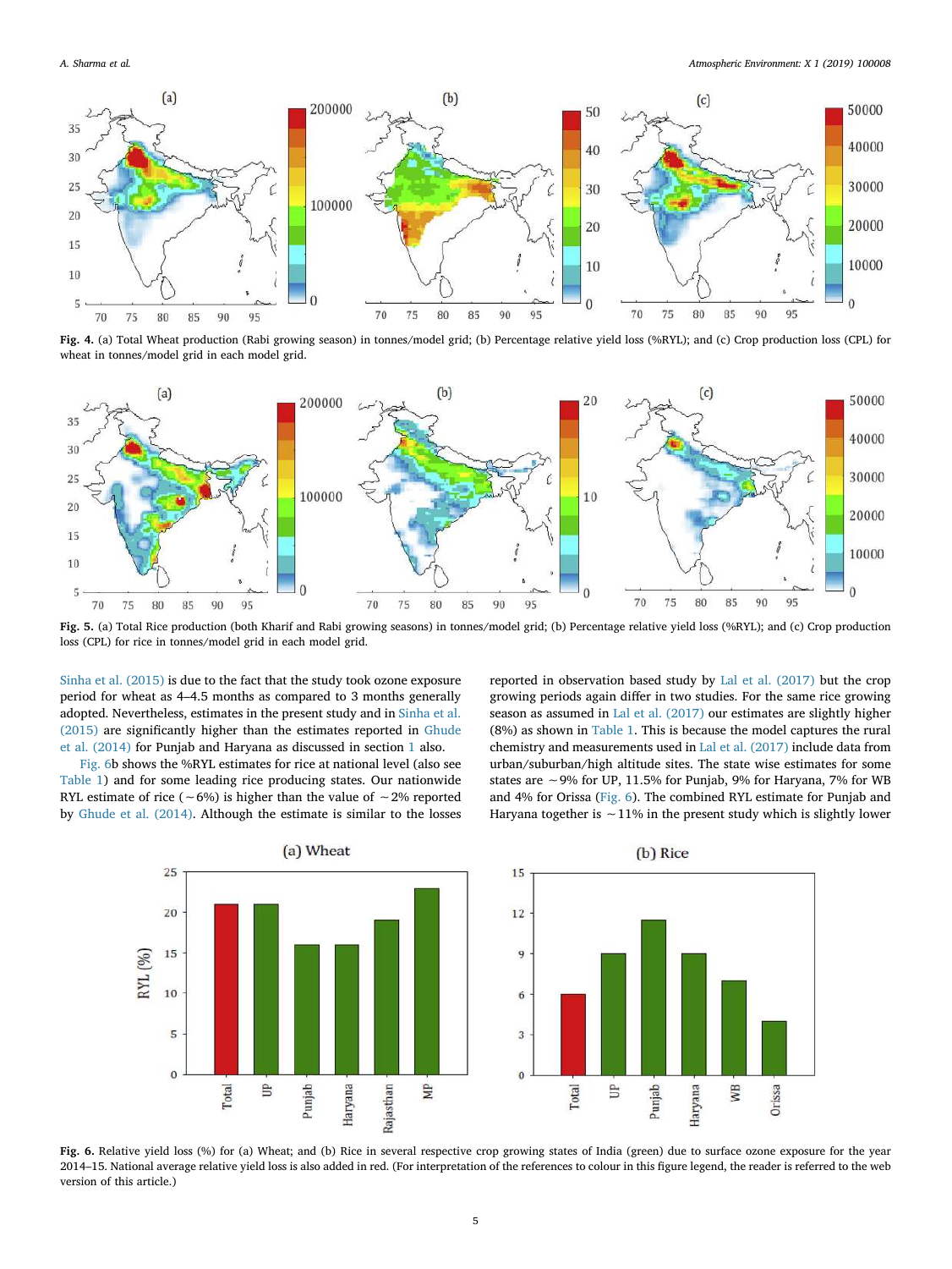Fig. 4. (a) Total Wheat production (Rabi growing season) in tonnes/model grid; (b) Percentage relative yield loss (%RYL); and (c) Crop production loss (CPL) for wheat in tonnes/model grid in each model grid.

Fig. 5. (a) Total Rice production (both Kharif and Rabi growing seasons) in tonnes/model grid; (b) Percentage relative yield loss (%RYL); and (c) Crop production loss (CPL) for rice in tonnes/model grid in each model grid.

Sinha et al. (2015) is due to the fact that the study took ozone exposure period for wheat as 4–4.5 months as compared to 3 months generally adopted. Nevertheless, estimates in the present study and in Sinha et al. (2015) are significantly higher than the estimates reported in Ghude et al. (2014) for Punjab and Haryana as discussed in section 1 also.

Fig. 6b shows the %RYL estimates for rice at national level (also see Table 1) and for some leading rice producing states. Our nationwide RYL estimate of rice (~6%) is higher than the value of ~2% reported by Ghude et al. (2014). Although the estimate is similar to the losses reported in observation based study by Lal et al. (2017) but the crop growing periods again differ in two studies. For the same rice growing season as assumed in Lal et al. (2017) our estimates are slightly higher (8%) as shown in Table 1. This is because the model captures the rural chemistry and measurements used in Lal et al. (2017) include data from urban/suburban/high altitude sites. The state wise estimates for some states are ~9% for UP, 11.5% for Punjab, 9% for Haryana, 7% for WB and 4% for Orissa (Fig. 6). The combined RYL estimate for Punjab and Haryana together is ~11% in the present study which is slightly lower

Fig. 6. Relative yield loss (%) for (a) Wheat; and (b) Rice in several respective crop growing states of India (green) due to surface ozone exposure for the year 2014–15. National average relative yield loss is also added in red. (For interpretation of the references to colour in this figure legend, the reader is referred to the web version of this article.)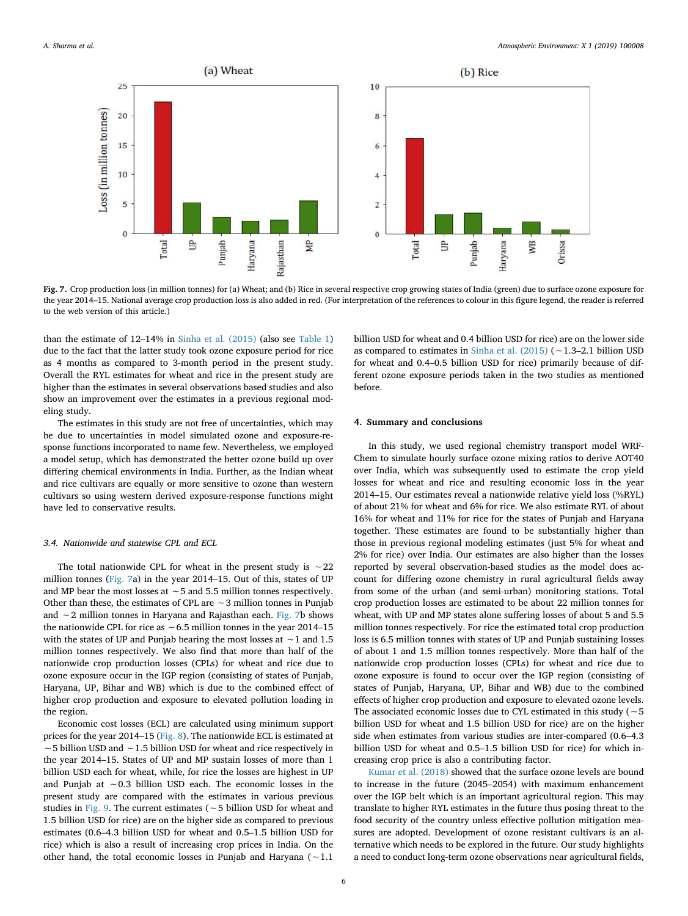Fig. 7. Crop production loss (in million tonnes) for (a) Wheat; and (b) Rice in several respective crop growing states of India (green) due to surface ozone exposure for the year 2014–15. National average crop production loss is also added in red. (For interpretation of the references to colour in this figure legend, the reader is referred to the web version of this article.)

than the estimate of 12–14% in Sinha et al. (2015) (also see Table 1) due to the fact that the latter study took ozone exposure period for rice as 4 months as compared to 3-month period in the present study. Overall the RYL estimates for wheat and rice in the present study are higher than the estimates in several observations based studies and also show an improvement over the estimates in a previous regional modeling study.

The estimates in this study are not free of uncertainties, which may be due to uncertainties in model simulated ozone and exposure-response functions incorporated to name few. Nevertheless, we employed a model setup, which has demonstrated the better ozone build up over differing chemical environments in India. Further, as the Indian wheat and rice cultivars are equally or more sensitive to ozone than western cultivars so using western derived exposure-response functions might have led to conservative results.

### 3.4. Nationwide and statewise CPL and ECL

The total nationwide CPL for wheat in the present study is ~22 million tonnes (Fig. 7a) in the year 2014–15. Out of this, states of UP and MP bear the most losses at ~5 and 5.5 million tonnes respectively. Other than these, the estimates of CPL are ~3 million tonnes in Punjab and ~2 million tonnes in Haryana and Rajasthan each. Fig. 7b shows the nationwide CPL for rice as ~6.5 million tonnes in the year 2014–15 with the states of UP and Punjab bearing the most losses at ~1 and 1.5 million tonnes respectively. We also find that more than half of the nationwide crop production losses (CPLs) for wheat and rice due to ozone exposure occur in the IGP region (consisting of states of Punjab, Haryana, UP, Bihar and WB) which is due to the combined effect of higher crop production and exposure to elevated pollution loading in the region.

Economic cost losses (ECL) are calculated using minimum support prices for the year 2014–15 (Fig. 8). The nationwide ECL is estimated at ~5 billion USD and ~1.5 billion USD for wheat and rice respectively in the year 2014–15. States of UP and MP sustain losses of more than 1 billion USD each for wheat, while, for rice the losses are highest in UP and Punjab at ~0.3 billion USD each. The economic losses in the present study are compared with the estimates in various previous studies in Fig. 9. The current estimates (~5 billion USD for wheat and 1.5 billion USD for rice) are on the higher side as compared to previous estimates (0.6–4.3 billion USD for wheat and 0.5–1.5 billion USD for rice) which is also a result of increasing crop prices in India. On the other hand, the total economic losses in Punjab and Haryana (~1.1 billion USD for wheat and 0.4 billion USD for rice) are on the lower side as compared to estimates in Sinha et al. (2015) (~1.3–2.1 billion USD for wheat and 0.4–0.5 billion USD for rice) primarily because of different ozone exposure periods taken in the two studies as mentioned before.

## 4. Summary and conclusions

In this study, we used regional chemistry transport model WRF-Chem to simulate hourly surface ozone mixing ratios to derive AOT40 over India, which was subsequently used to estimate the crop yield losses for wheat and rice and resulting economic loss in the year 2014–15. Our estimates reveal a nationwide relative yield loss (%RYL) of about 21% for wheat and 6% for rice. We also estimate RYL of about 16% for wheat and 11% for rice for the states of Punjab and Haryana together. These estimates are found to be substantially higher than those in previous regional modeling estimates (just 5% for wheat and 2% for rice) over India. Our estimates are also higher than the losses reported by several observation-based studies as the model does account for differing ozone chemistry in rural agricultural fields away from some of the urban (and semi-urban) monitoring stations. Total crop production losses are estimated to be about 22 million tonnes for wheat, with UP and MP states alone suffering losses of about 5 and 5.5 million tonnes respectively. For rice the estimated total crop production loss is 6.5 million tonnes with states of UP and Punjab sustaining losses of about 1 and 1.5 million tonnes respectively. More than half of the nationwide crop production losses (CPLs) for wheat and rice due to ozone exposure is found to occur over the IGP region (consisting of states of Punjab, Haryana, UP, Bihar and WB) due to the combined effects of higher crop production and exposure to elevated ozone levels. The associated economic losses due to CYL estimated in this study (~5 billion USD for wheat and 1.5 billion USD for rice) are on the higher side when estimates from various studies are inter-compared (0.6–4.3 billion USD for wheat and 0.5–1.5 billion USD for rice) for which increasing crop price is also a contributing factor.

Kumar et al. (2018) showed that the surface ozone levels are bound to increase in the future (2045–2054) with maximum enhancement over the IGP belt which is an important agricultural region. This may translate to higher RYL estimates in the future thus posing threat to the food security of the country unless effective pollution mitigation measures are adopted. Development of ozone resistant cultivars is an alternative which needs to be explored in the future. Our study highlights a need to conduct long-term ozone observations near agricultural fields,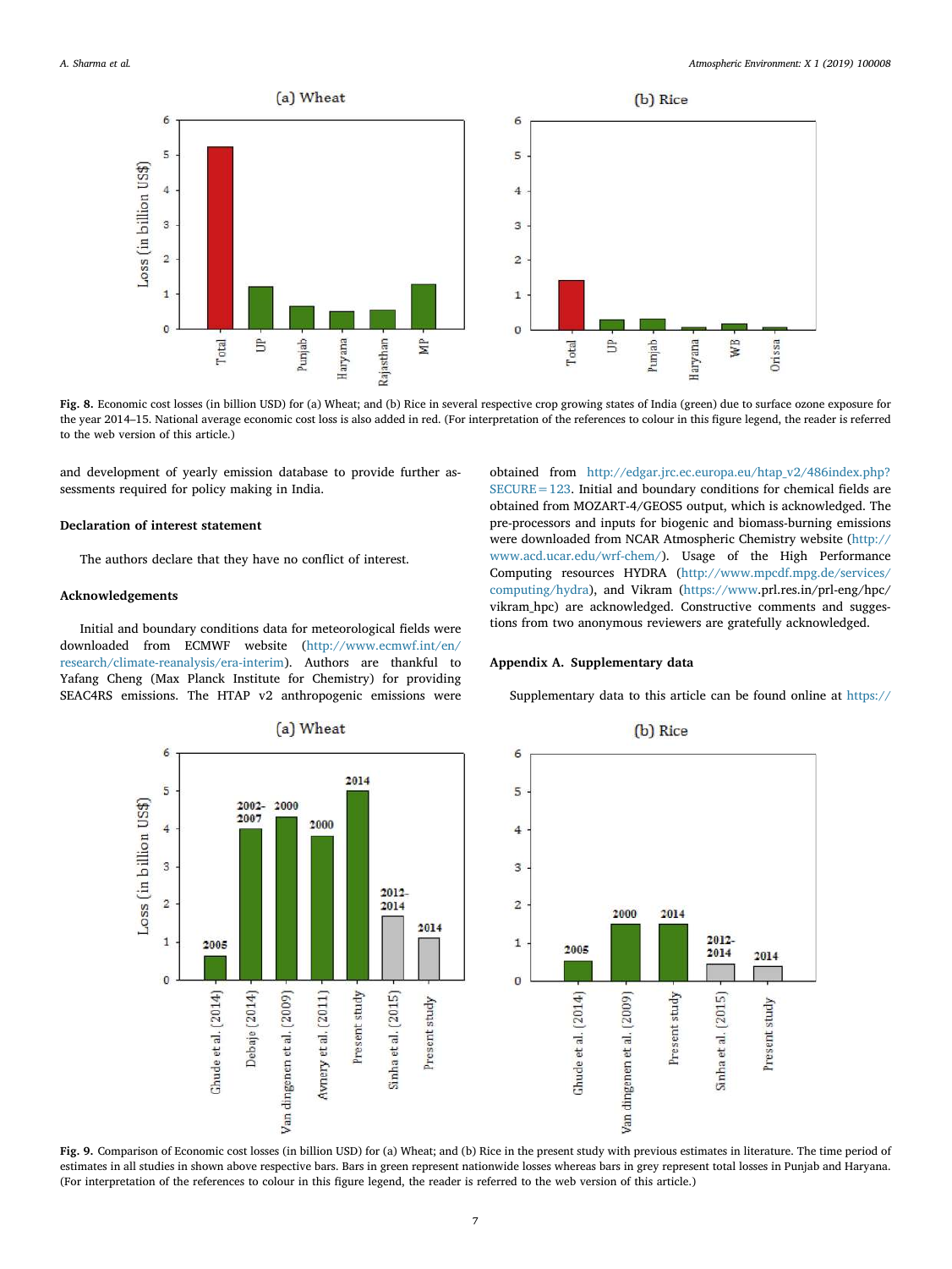**Fig. 8.** Economic cost losses (in billion USD) for (a) Wheat; and (b) Rice in several respective crop growing states of India (green) due to surface ozone exposure for the year 2014–15. National average economic cost loss is also added in red. (For interpretation of the references to colour in this figure legend, the reader is referred to the web version of this article.)

and development of yearly emission database to provide further assessments required for policy making in India.

## Declaration of interest statement

The authors declare that they have no conflict of interest.

## Acknowledgements

Initial and boundary conditions data for meteorological fields were downloaded from ECMWF website (http://www.ecmwf.int/en/research/climate-reanalysis/era-interim). Authors are thankful to Yafang Cheng (Max Planck Institute for Chemistry) for providing SEAC4RS emissions. The HTAP v2 anthropogenic emissions were obtained from http://edgar.jrc.ec.europa.eu/htap_v2/486index.php?SECURE=123. Initial and boundary conditions for chemical fields are obtained from MOZART-4/GEOS5 output, which is acknowledged. The pre-processors and inputs for biogenic and biomass-burning emissions were downloaded from NCAR Atmospheric Chemistry website (http://www.acd.ucar.edu/wrf-chem/). Usage of the High Performance Computing resources HYDRA (http://www.mpcdf.mpg.de/services/computing/hydra), and Vikram (https://www.prl.res.in/prl-eng/hpc/vikram_hpc) are acknowledged. Constructive comments and suggestions from two anonymous reviewers are gratefully acknowledged.

## Appendix A. Supplementary data

Supplementary data to this article can be found online at https://

**Fig. 9.** Comparison of Economic cost losses (in billion USD) for (a) Wheat; and (b) Rice in the present study with previous estimates in literature. The time period of estimates in all studies in shown above respective bars. Bars in green represent nationwide losses whereas bars in grey represent total losses in Punjab and Haryana. (For interpretation of the references to colour in this figure legend, the reader is referred to the web version of this article.)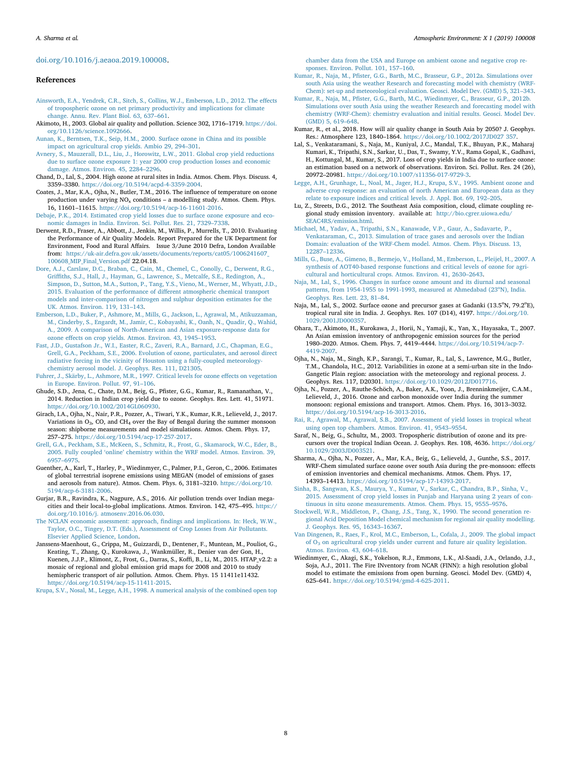doi.org/10.1016/j.aeaoa.2019.100008.

## References

Ainsworth, E.A., Yendrek, C.R., Sitch, S., Collins, W.J., Emberson, L.D., 2012. The effects of tropospheric ozone on net primary productivity and implications for climate change. Annu. Rev. Plant Biol. 63, 637–661.

Akimoto, H., 2003. Global air quality and pollution. Science 302, 1716–1719. https://doi.org/10.1126/science.1092666.

Aunan, K., Berntsen, T.K., Seip, H.M., 2000. Surface ozone in China and its possible impact on agricultural crop yields. Ambio 29, 294–301.

Avnery, S., Mauzerall, D.L., Liu, J., Horowitz, L.W., 2011. Global crop yield reductions due to surface ozone exposure 1: year 2000 crop production losses and economic damage. Atmos. Environ. 45, 2284–2296.

Chand, D., Lal, S., 2004. High ozone at rural sites in India. Atmos. Chem. Phys. Discuss. 4, 3359–3380. https://doi.org/10.5194/acpd-4-3359-2004.

Coates, J., Mar, K.A., Ojha, N., Butler, T.M., 2016. The influence of temperature on ozone production under varying $NO_x$ conditions – a modelling study. Atmos. Chem. Phys. 16, 11601–11615. https://doi.org/10.5194/acp-16-11601-2016.

Debaje, P.K., 2014. Estimated crop yield losses due to surface ozone exposure and economic damages in India. Environ. Sci. Pollut. Res. 21, 7329–7338.

Derwent, R.D., Fraser, A., Abbott, J., Jenkin, M., Willis, P., Murrells, T., 2010. Evaluating the Performance of Air Quality Models. Report Prepared for the UK Department for Environment, Food and Rural Affairs. Issue 3/June 2010 Defra, London Available from: https://uk-air.defra.gov.uk/assets/documents/reports/cat05/1006241607_100608_MIP_Final_Version.pdf 22.04.18.

Dore, A.J., Carslaw, D.C., Braban, C., Cain, M., Chemel, C., Conolly, C., Derwent, R.G., Griffiths, S.J., Hall, J., Hayman, G., Lawrence, S., Metcalfe, S.E., Redington, A., Simpson, D., Sutton, M.A., Sutton, P., Tang, Y.S., Vieno, M., Werner, M., Whyatt, J.D., 2015. Evaluation of the performance of different atmospheric chemical transport models and inter-comparison of nitrogen and sulphur deposition estimates for the UK. Atmos. Environ. 119, 131–143.

Emberson, L.D., Buker, P., Ashmore, M., Mills, G., Jackson, L., Agrawal, M., Atikuzzaman, M., Cinderby, S., Engardt, M., Jamir, C., Kobayashi, K., Oanh, N., Quadir, Q., Wahid, A., 2009. A comparison of North-American and Asian exposure-response data for ozone effects on crop yields. Atmos. Environ. 43, 1945–1953.

Fast, J.D., Gustafson Jr., W.I., Easter, R.C., Zaveri, R.A., Barnard, J.C., Chapman, E.G., Grell, G.A., Peckham, S.E., 2006. Evolution of ozone, particulates, and aerosol direct radiative forcing in the vicinity of Houston using a fully-coupled meteorology-chemistry aerosol model. J. Geophys. Res. 111, D21305.

Fuhrer, J., Skärby, L., Ashmore, M.R., 1997. Critical levels for ozone effects on vegetation in Europe. Environ. Pollut. 97, 91–106.

Ghude, S.D., Jena, C., Chate, D.M., Beig, G., Pfister, G.G., Kumar, R., Ramanathan, V., 2014. Reduction in Indian crop yield due to ozone. Geophys. Res. Lett. 41, 51971. https://doi.org/10.1002/2014GL060930.

Girach, I.A., Ojha, N., Nair, P.R., Pozzer, A., Tiwari, Y.K., Kumar, K.R., Lelieveld, J., 2017. Variations in $O_3$, CO, and $CH_4$ over the Bay of Bengal during the summer monsoon season: shipborne measurements and model simulations. Atmos. Chem. Phys. 17, 257–275. https://doi.org/10.5194/acp-17-257-2017.

Grell, G.A., Peckham, S.E., McKeen, S., Schmitz, R., Frost, G., Skamarock, W.C., Eder, B., 2005. Fully coupled 'online' chemistry within the WRF model. Atmos. Environ. 39, 6957–6975.

Guenther, A., Karl, T., Harley, P., Wiedinmyer, C., Palmer, P.I., Geron, C., 2006. Estimates of global terrestrial isoprene emissions using MEGAN (model of emissions of gases and aerosols from nature). Atmos. Chem. Phys. 6, 3181–3210. https://doi.org/10.5194/acp-6-3181-2006.

Gurjar, B.R., Ravindra, K., Nagpure, A.S., 2016. Air pollution trends over Indian megacities and their local-to-global implications. Atmos. Environ. 142, 475–495. https://doi.org/10.1016/j. atmosenv.2016.06.030.

The NCLAN economic assessment: approach, findings and implications. In: Heck, W.W., Taylor, O.C., Tingey, D.T. (Eds.), Assessment of Crop Losses from Air Pollutants. Elsevier Applied Science, London.

Janssens-Maenhout, G., Crippa, M., Guizzardi, D., Dentener, F., Muntean, M., Pouliot, G., Keating, T., Zhang, Q., Kurokawa, J., Wankmüller, R., Denier van der Gon, H., Kuenen, J.J.P., Klimont, Z., Frost, G., Darras, S., Koffi, B., Li, M., 2015. HTAP_v2.2: a mosaic of regional and global emission grid maps for 2008 and 2010 to study hemispheric transport of air pollution. Atmos. Chem. Phys. 15 11411e11432. https://doi.org/10.5194/acp-15-11411-2015.

Krupa, S.V., Nosal, M., Legge, A.H., 1998. A numerical analysis of the combined open top chamber data from the USA and Europe on ambient ozone and negative crop responses. Environ. Pollut. 101, 157–160.

Kumar, R., Naja, M., Pfister, G.G., Barth, M.C., Brasseur, G.P., 2012a. Simulations over south Asia using the weather Research and forecasting model with chemistry (WRF-Chem): set-up and meteorological evaluation. Geosci. Model Dev. (GMD) 5, 321–343.

Kumar, R., Naja, M., Pfister, G.G., Barth, M.C., Wiedinmyer, C., Brasseur, G.P., 2012b. Simulations over south Asia using the weather Research and forecasting model with chemistry (WRF-Chem): chemistry evaluation and initial results. Geosci. Model Dev. (GMD) 5, 619–648.

Kumar, R., et al., 2018. How will air quality change in South Asia by 2050? J. Geophys. Res.: Atmosphere 123, 1840–1864. https://doi.org/10.1002/2017JD027 357.

Lal, S., Venkataramani, S., Naja, M., Kuniyal, J.C., Mandal, T.K., Bhuyan, P.K., Maharaj Kumari, K., Tripathi, S.N., Sarkar, U., Das, T., Swamy, Y.V., Rama Gopal, K., Gadhavi, H., Kottungal, M., Kumar, S., 2017. Loss of crop yields in India due to surface ozone: an estimation based on a network of observations. Environ. Sci. Pollut. Res. 24 (26), 20972–20981. https://doi.org/10.1007/s11356-017-9729-3.

Legge, A.H., Grunhage, L., Noal, M., Jager, H.J., Krupa, S.V., 1995. Ambient ozone and adverse crop response: an evaluation of north American and European data as they relate to exposure indices and critical levels. J. Appl. Bot. 69, 192–205.

Lu, Z., Streets, D.G., 2012. The Southeast Asia composition, cloud, climate coupling regional study emission inventory. available at: http://bio.cgrer.uiowa.edu/SEAC4RS/emission.html.

Michael, M., Yadav, A., Tripathi, S.N., Kanawade, V.P., Gaur, A., Sadavarte, P., Venkataraman, C., 2013. Simulation of trace gases and aerosols over the Indian Domain: evaluation of the WRF-Chem model. Atmos. Chem. Phys. Discuss. 13, 12287–12336.

Mills, G., Buse, A., Gimeno, B., Bermejo, V., Holland, M., Emberson, L., Pleijel, H., 2007. A synthesis of AOT40-based response functions and critical levels of ozone for agricultural and horticultural crops. Atmos. Environ. 41, 2630–2643.

Naja, M., Lal, S., 1996. Changes in surface ozone amount and its diurnal and seasonal patterns, from 1954-1955 to 1991-1993, measured at Ahmedabad (23°N), India. Geophys. Res. Lett. 23, 81–84.

Naja, M., Lal, S., 2002. Surface ozone and precursor gases at Gadanki (13.5°N, 79.2°E), tropical rural site in India. J. Geophys. Res. 107 (D14), 4197. https://doi.org/10.1029/2001JD000357.

Ohara, T., Akimoto, H., Kurokawa, J., Horii, N., Yamaji, K., Yan, X., Hayasaka, T., 2007. An Asian emission inventory of anthropogenic emission sources for the period 1980–2020. Atmos. Chem. Phys. 7, 4419–4444. https://doi.org/10.5194/acp-7-4419-2007.

Ojha, N., Naja, M., Singh, K.P., Sarangi, T., Kumar, R., Lal, S., Lawrence, M.G., Butler, T.M., Chandola, H.C., 2012. Variabilities in ozone at a semi-urban site in the Indo-Gangetic Plain region: association with the meteorology and regional process. J. Geophys. Res. 117, D20301. https://doi.org/10.1029/2012JD017716.

Ojha, N., Pozzer, A., Rauthe-Schöch, A., Baker, A.K., Yoon, J., Brenninkmeijer, C.A.M., Lelieveld, J., 2016. Ozone and carbon monoxide over India during the summer monsoon: regional emissions and transport. Atmos. Chem. Phys. 16, 3013–3032. https://doi.org/10.5194/acp-16-3013-2016.

Rai, R., Agrawal, M., Agrawal, S.B., 2007. Assessment of yield losses in tropical wheat using open top chambers. Atmos. Environ. 41, 9543–9554.

Saraf, N., Beig, G., Schultz, M., 2003. Tropospheric distribution of ozone and its precursors over the tropical Indian Ocean. J. Geophys. Res. 108, 4636. https://doi.org/10.1029/2003JD003521.

Sharma, A., Ojha, N., Pozzer, A., Mar, K.A., Beig, G., Lelieveld, J., Gunthe, S.S., 2017. WRF-Chem simulated surface ozone over south Asia during the pre-monsoon: effects of emission inventories and chemical mechanisms. Atmos. Chem. Phys. 17, 14393–14413. https://doi.org/10.5194/acp-17-14393-2017.

Sinha, B., Sangwan, K.S., Maurya, Y., Kumar, V., Sarkar, C., Chandra, B.P., Sinha, V., 2015. Assessment of crop yield losses in Punjab and Haryana using 2 years of continuous in situ ozone measurements. Atmos. Chem. Phys. 15, 9555–9576.

Stockwell, W.R., Middleton, P., Chang, J.S., Tang, X., 1990. The second generation regional Acid Deposition Model chemical mechanism for regional air quality modelling. J. Geophys. Res. 95, 16343–16367.

Van Dingenen, R., Raes, F., Krol, M.C., Emberson, L., Cofala, J., 2009. The global impact of $O_3$ on agricultural crop yields under current and future air quality legislation. Atmos. Environ. 43, 604–618.

Wiedinmyer, C., Akagi, S.K., Yokelson, R.J., Emmons, L.K., Al-Saadi, J.A., Orlando, J.J., Soja, A.J., 2011. The Fire INventory from NCAR (FINN): a high resolution global model to estimate the emissions from open burning. Geosci. Model Dev. (GMD) 4, 625–641. https://doi.org/10.5194/gmd-4-625-2011.